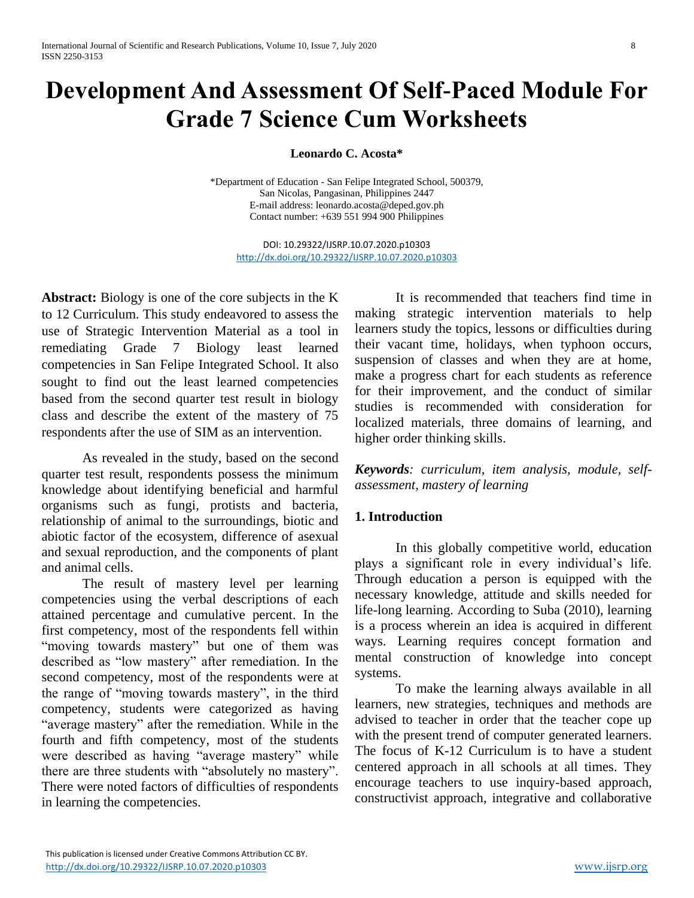# Development And Assessment Of Self-Paced Module For Grade 7 Science Cum Worksheets

**Leonardo C. Acosta***

*Department of Education - San Felipe Integrated School, 500379,
San Nicolas, Pangasinan, Philippines 2447
E-mail address: leonardo.acosta@deped.gov.ph
Contact number: +639 551 994 900 Philippines

DOI: 10.29322/IJSRP.10.07.2020.p10303
http://dx.doi.org/10.29322/IJSRP.10.07.2020.p10303

**Abstract:** Biology is one of the core subjects in the K to 12 Curriculum. This study endeavored to assess the use of Strategic Intervention Material as a tool in remediating Grade 7 Biology least learned competencies in San Felipe Integrated School. It also sought to find out the least learned competencies based from the second quarter test result in biology class and describe the extent of the mastery of 75 respondents after the use of SIM as an intervention.

As revealed in the study, based on the second quarter test result, respondents possess the minimum knowledge about identifying beneficial and harmful organisms such as fungi, protists and bacteria, relationship of animal to the surroundings, biotic and abiotic factor of the ecosystem, difference of asexual and sexual reproduction, and the components of plant and animal cells.

The result of mastery level per learning competencies using the verbal descriptions of each attained percentage and cumulative percent. In the first competency, most of the respondents fell within "moving towards mastery" but one of them was described as "low mastery" after remediation. In the second competency, most of the respondents were at the range of "moving towards mastery", in the third competency, students were categorized as having "average mastery" after the remediation. While in the fourth and fifth competency, most of the students were described as having "average mastery" while there are three students with "absolutely no mastery". There were noted factors of difficulties of respondents in learning the competencies.

It is recommended that teachers find time in making strategic intervention materials to help learners study the topics, lessons or difficulties during their vacant time, holidays, when typhoon occurs, suspension of classes and when they are at home, make a progress chart for each students as reference for their improvement, and the conduct of similar studies is recommended with consideration for localized materials, three domains of learning, and higher order thinking skills.

***Keywords****: curriculum, item analysis, module, self-assessment, mastery of learning*

## 1. Introduction

In this globally competitive world, education plays a significant role in every individual's life. Through education a person is equipped with the necessary knowledge, attitude and skills needed for life-long learning. According to Suba (2010), learning is a process wherein an idea is acquired in different ways. Learning requires concept formation and mental construction of knowledge into concept systems.

To make the learning always available in all learners, new strategies, techniques and methods are advised to teacher in order that the teacher cope up with the present trend of computer generated learners. The focus of K-12 Curriculum is to have a student centered approach in all schools at all times. They encourage teachers to use inquiry-based approach, constructivist approach, integrative and collaborative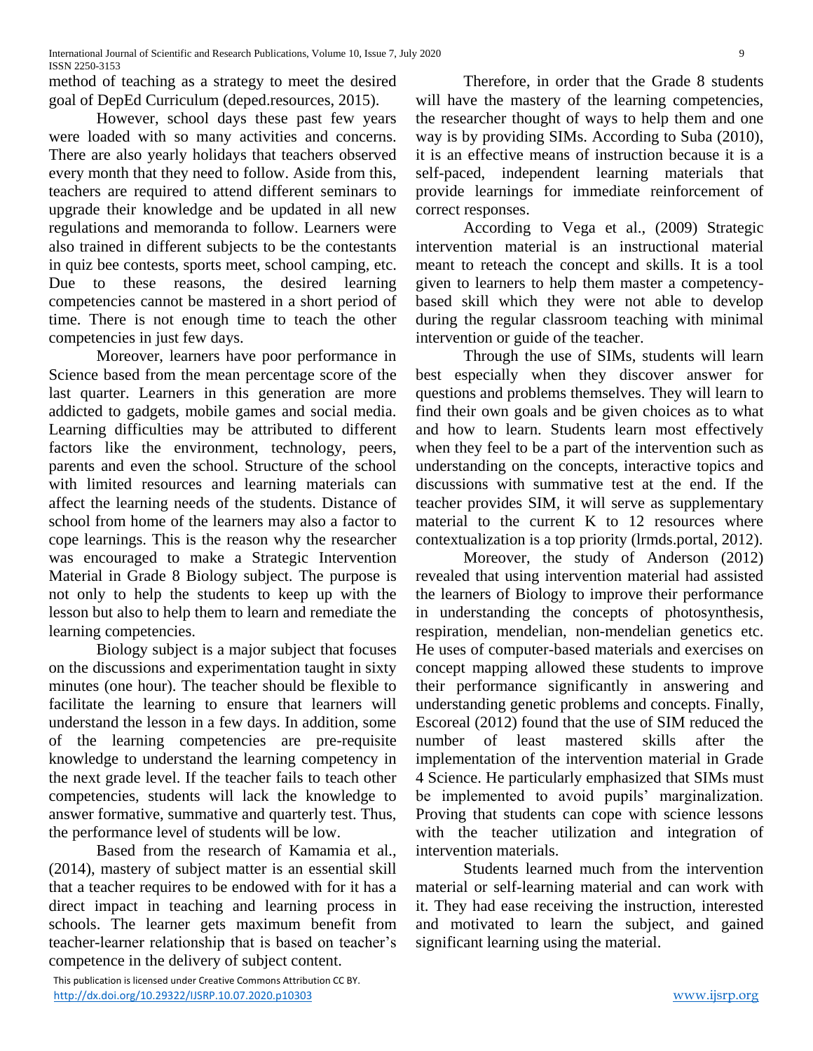method of teaching as a strategy to meet the desired goal of DepEd Curriculum (deped.resources, 2015).

However, school days these past few years were loaded with so many activities and concerns. There are also yearly holidays that teachers observed every month that they need to follow. Aside from this, teachers are required to attend different seminars to upgrade their knowledge and be updated in all new regulations and memoranda to follow. Learners were also trained in different subjects to be the contestants in quiz bee contests, sports meet, school camping, etc. Due to these reasons, the desired learning competencies cannot be mastered in a short period of time. There is not enough time to teach the other competencies in just few days.

Moreover, learners have poor performance in Science based from the mean percentage score of the last quarter. Learners in this generation are more addicted to gadgets, mobile games and social media. Learning difficulties may be attributed to different factors like the environment, technology, peers, parents and even the school. Structure of the school with limited resources and learning materials can affect the learning needs of the students. Distance of school from home of the learners may also a factor to cope learnings. This is the reason why the researcher was encouraged to make a Strategic Intervention Material in Grade 8 Biology subject. The purpose is not only to help the students to keep up with the lesson but also to help them to learn and remediate the learning competencies.

Biology subject is a major subject that focuses on the discussions and experimentation taught in sixty minutes (one hour). The teacher should be flexible to facilitate the learning to ensure that learners will understand the lesson in a few days. In addition, some of the learning competencies are pre-requisite knowledge to understand the learning competency in the next grade level. If the teacher fails to teach other competencies, students will lack the knowledge to answer formative, summative and quarterly test. Thus, the performance level of students will be low.

Based from the research of Kamamia et al., (2014), mastery of subject matter is an essential skill that a teacher requires to be endowed with for it has a direct impact in teaching and learning process in schools. The learner gets maximum benefit from teacher-learner relationship that is based on teacher's competence in the delivery of subject content.

Therefore, in order that the Grade 8 students will have the mastery of the learning competencies, the researcher thought of ways to help them and one way is by providing SIMs. According to Suba (2010), it is an effective means of instruction because it is a self-paced, independent learning materials that provide learnings for immediate reinforcement of correct responses.

According to Vega et al., (2009) Strategic intervention material is an instructional material meant to reteach the concept and skills. It is a tool given to learners to help them master a competency-based skill which they were not able to develop during the regular classroom teaching with minimal intervention or guide of the teacher.

Through the use of SIMs, students will learn best especially when they discover answer for questions and problems themselves. They will learn to find their own goals and be given choices as to what and how to learn. Students learn most effectively when they feel to be a part of the intervention such as understanding on the concepts, interactive topics and discussions with summative test at the end. If the teacher provides SIM, it will serve as supplementary material to the current K to 12 resources where contextualization is a top priority (lrmds.portal, 2012).

Moreover, the study of Anderson (2012) revealed that using intervention material had assisted the learners of Biology to improve their performance in understanding the concepts of photosynthesis, respiration, mendelian, non-mendelian genetics etc. He uses of computer-based materials and exercises on concept mapping allowed these students to improve their performance significantly in answering and understanding genetic problems and concepts. Finally, Escoreal (2012) found that the use of SIM reduced the number of least mastered skills after the implementation of the intervention material in Grade 4 Science. He particularly emphasized that SIMs must be implemented to avoid pupils' marginalization. Proving that students can cope with science lessons with the teacher utilization and integration of intervention materials.

Students learned much from the intervention material or self-learning material and can work with it. They had ease receiving the instruction, interested and motivated to learn the subject, and gained significant learning using the material.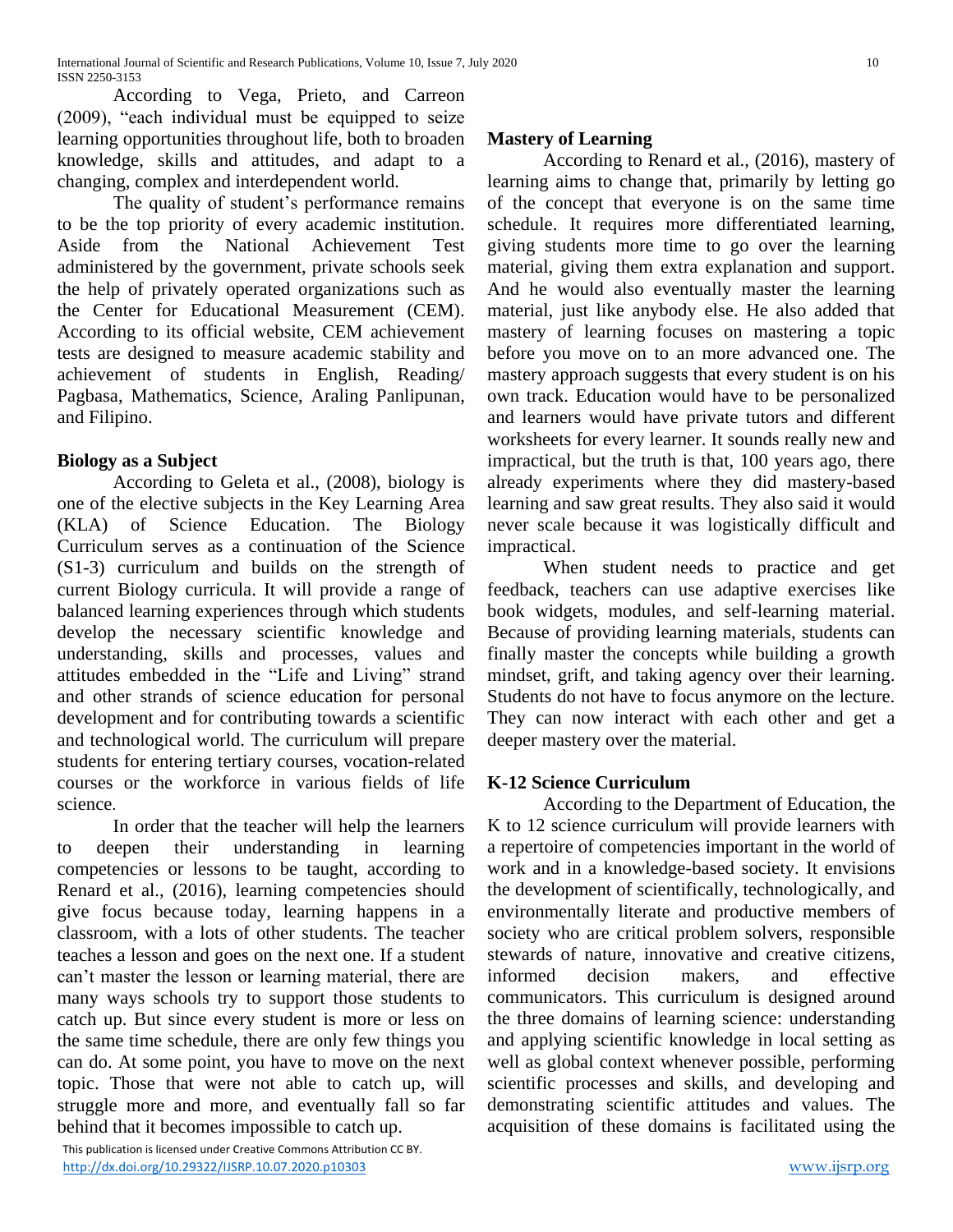According to Vega, Prieto, and Carreon (2009), "each individual must be equipped to seize learning opportunities throughout life, both to broaden knowledge, skills and attitudes, and adapt to a changing, complex and interdependent world.

The quality of student's performance remains to be the top priority of every academic institution. Aside from the National Achievement Test administered by the government, private schools seek the help of privately operated organizations such as the Center for Educational Measurement (CEM). According to its official website, CEM achievement tests are designed to measure academic stability and achievement of students in English, Reading/ Pagbasa, Mathematics, Science, Araling Panlipunan, and Filipino.

**Biology as a Subject**

According to Geleta et al., (2008), biology is one of the elective subjects in the Key Learning Area (KLA) of Science Education. The Biology Curriculum serves as a continuation of the Science (S1-3) curriculum and builds on the strength of current Biology curricula. It will provide a range of balanced learning experiences through which students develop the necessary scientific knowledge and understanding, skills and processes, values and attitudes embedded in the "Life and Living" strand and other strands of science education for personal development and for contributing towards a scientific and technological world. The curriculum will prepare students for entering tertiary courses, vocation-related courses or the workforce in various fields of life science.

In order that the teacher will help the learners to deepen their understanding in learning competencies or lessons to be taught, according to Renard et al., (2016), learning competencies should give focus because today, learning happens in a classroom, with a lots of other students. The teacher teaches a lesson and goes on the next one. If a student can't master the lesson or learning material, there are many ways schools try to support those students to catch up. But since every student is more or less on the same time schedule, there are only few things you can do. At some point, you have to move on the next topic. Those that were not able to catch up, will struggle more and more, and eventually fall so far behind that it becomes impossible to catch up.

**Mastery of Learning**

According to Renard et al., (2016), mastery of learning aims to change that, primarily by letting go of the concept that everyone is on the same time schedule. It requires more differentiated learning, giving students more time to go over the learning material, giving them extra explanation and support. And he would also eventually master the learning material, just like anybody else. He also added that mastery of learning focuses on mastering a topic before you move on to an more advanced one. The mastery approach suggests that every student is on his own track. Education would have to be personalized and learners would have private tutors and different worksheets for every learner. It sounds really new and impractical, but the truth is that, 100 years ago, there already experiments where they did mastery-based learning and saw great results. They also said it would never scale because it was logistically difficult and impractical.

When student needs to practice and get feedback, teachers can use adaptive exercises like book widgets, modules, and self-learning material. Because of providing learning materials, students can finally master the concepts while building a growth mindset, grift, and taking agency over their learning. Students do not have to focus anymore on the lecture. They can now interact with each other and get a deeper mastery over the material.

**K-12 Science Curriculum**

According to the Department of Education, the K to 12 science curriculum will provide learners with a repertoire of competencies important in the world of work and in a knowledge-based society. It envisions the development of scientifically, technologically, and environmentally literate and productive members of society who are critical problem solvers, responsible stewards of nature, innovative and creative citizens, informed decision makers, and effective communicators. This curriculum is designed around the three domains of learning science: understanding and applying scientific knowledge in local setting as well as global context whenever possible, performing scientific processes and skills, and developing and demonstrating scientific attitudes and values. The acquisition of these domains is facilitated using the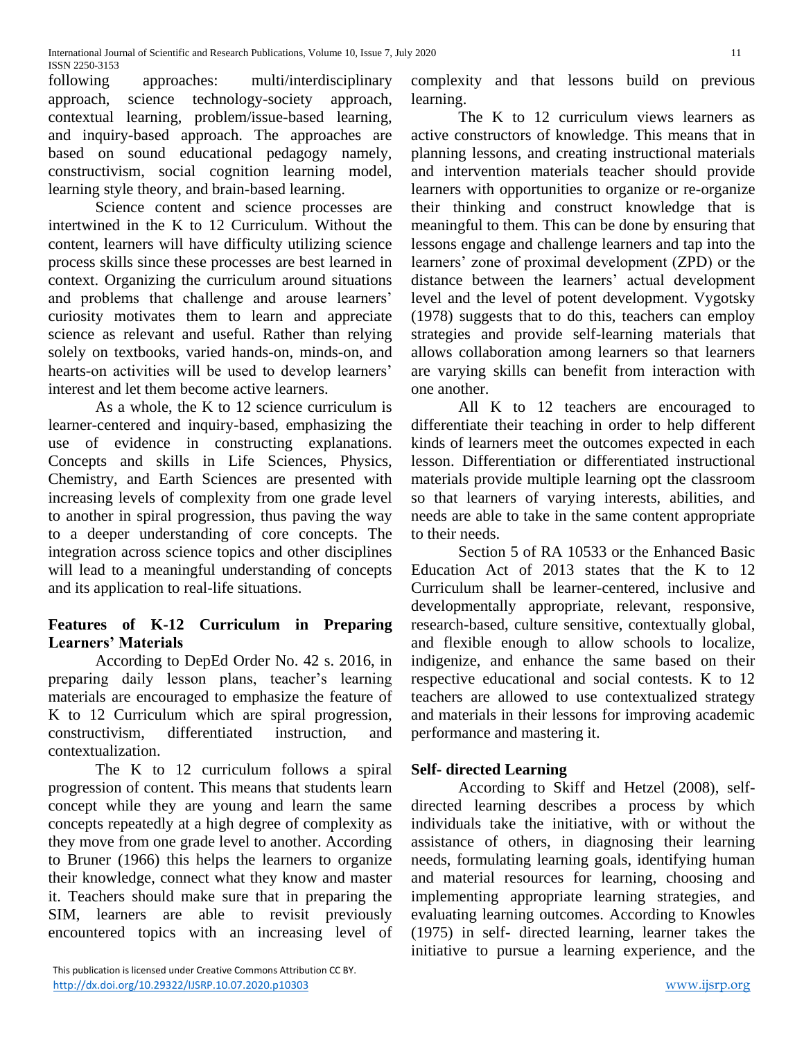following approaches: multi/interdisciplinary approach, science technology-society approach, contextual learning, problem/issue-based learning, and inquiry-based approach. The approaches are based on sound educational pedagogy namely, constructivism, social cognition learning model, learning style theory, and brain-based learning.

Science content and science processes are intertwined in the K to 12 Curriculum. Without the content, learners will have difficulty utilizing science process skills since these processes are best learned in context. Organizing the curriculum around situations and problems that challenge and arouse learners' curiosity motivates them to learn and appreciate science as relevant and useful. Rather than relying solely on textbooks, varied hands-on, minds-on, and hearts-on activities will be used to develop learners' interest and let them become active learners.

As a whole, the K to 12 science curriculum is learner-centered and inquiry-based, emphasizing the use of evidence in constructing explanations. Concepts and skills in Life Sciences, Physics, Chemistry, and Earth Sciences are presented with increasing levels of complexity from one grade level to another in spiral progression, thus paving the way to a deeper understanding of core concepts. The integration across science topics and other disciplines will lead to a meaningful understanding of concepts and its application to real-life situations.

## Features of K-12 Curriculum in Preparing Learners' Materials

According to DepEd Order No. 42 s. 2016, in preparing daily lesson plans, teacher's learning materials are encouraged to emphasize the feature of K to 12 Curriculum which are spiral progression, constructivism, differentiated instruction, and contextualization.

The K to 12 curriculum follows a spiral progression of content. This means that students learn concept while they are young and learn the same concepts repeatedly at a high degree of complexity as they move from one grade level to another. According to Bruner (1966) this helps the learners to organize their knowledge, connect what they know and master it. Teachers should make sure that in preparing the SIM, learners are able to revisit previously encountered topics with an increasing level of complexity and that lessons build on previous learning.

The K to 12 curriculum views learners as active constructors of knowledge. This means that in planning lessons, and creating instructional materials and intervention materials teacher should provide learners with opportunities to organize or re-organize their thinking and construct knowledge that is meaningful to them. This can be done by ensuring that lessons engage and challenge learners and tap into the learners' zone of proximal development (ZPD) or the distance between the learners' actual development level and the level of potent development. Vygotsky (1978) suggests that to do this, teachers can employ strategies and provide self-learning materials that allows collaboration among learners so that learners are varying skills can benefit from interaction with one another.

All K to 12 teachers are encouraged to differentiate their teaching in order to help different kinds of learners meet the outcomes expected in each lesson. Differentiation or differentiated instructional materials provide multiple learning opt the classroom so that learners of varying interests, abilities, and needs are able to take in the same content appropriate to their needs.

Section 5 of RA 10533 or the Enhanced Basic Education Act of 2013 states that the K to 12 Curriculum shall be learner-centered, inclusive and developmentally appropriate, relevant, responsive, research-based, culture sensitive, contextually global, and flexible enough to allow schools to localize, indigenize, and enhance the same based on their respective educational and social contests. K to 12 teachers are allowed to use contextualized strategy and materials in their lessons for improving academic performance and mastering it.

## Self- directed Learning

According to Skiff and Hetzel (2008), self-directed learning describes a process by which individuals take the initiative, with or without the assistance of others, in diagnosing their learning needs, formulating learning goals, identifying human and material resources for learning, choosing and implementing appropriate learning strategies, and evaluating learning outcomes. According to Knowles (1975) in self- directed learning, learner takes the initiative to pursue a learning experience, and the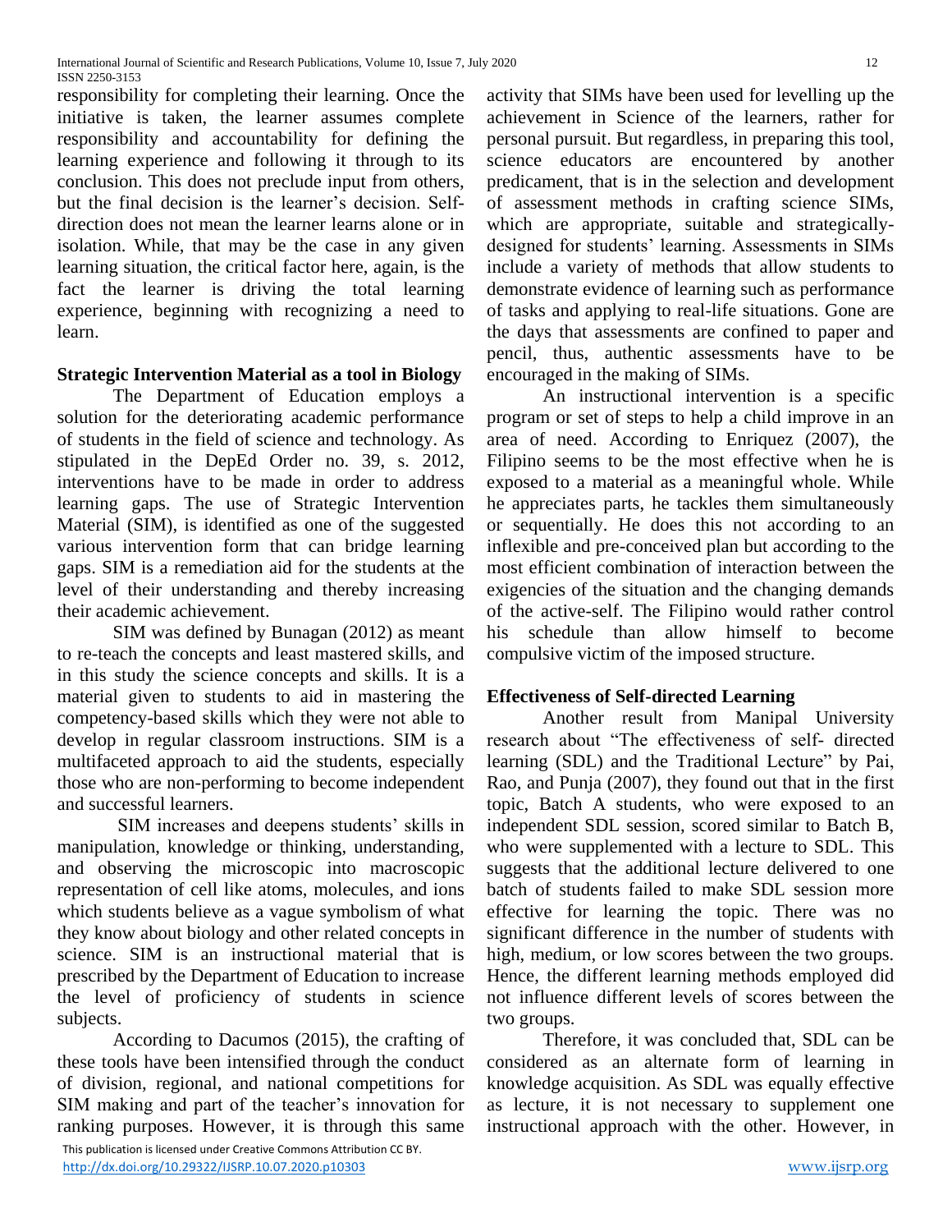responsibility for completing their learning. Once the initiative is taken, the learner assumes complete responsibility and accountability for defining the learning experience and following it through to its conclusion. This does not preclude input from others, but the final decision is the learner's decision. Self-direction does not mean the learner learns alone or in isolation. While, that may be the case in any given learning situation, the critical factor here, again, is the fact the learner is driving the total learning experience, beginning with recognizing a need to learn.

## Strategic Intervention Material as a tool in Biology

The Department of Education employs a solution for the deteriorating academic performance of students in the field of science and technology. As stipulated in the DepEd Order no. 39, s. 2012, interventions have to be made in order to address learning gaps. The use of Strategic Intervention Material (SIM), is identified as one of the suggested various intervention form that can bridge learning gaps. SIM is a remediation aid for the students at the level of their understanding and thereby increasing their academic achievement.

SIM was defined by Bunagan (2012) as meant to re-teach the concepts and least mastered skills, and in this study the science concepts and skills. It is a material given to students to aid in mastering the competency-based skills which they were not able to develop in regular classroom instructions. SIM is a multifaceted approach to aid the students, especially those who are non-performing to become independent and successful learners.

SIM increases and deepens students' skills in manipulation, knowledge or thinking, understanding, and observing the microscopic into macroscopic representation of cell like atoms, molecules, and ions which students believe as a vague symbolism of what they know about biology and other related concepts in science. SIM is an instructional material that is prescribed by the Department of Education to increase the level of proficiency of students in science subjects.

According to Dacumos (2015), the crafting of these tools have been intensified through the conduct of division, regional, and national competitions for SIM making and part of the teacher's innovation for ranking purposes. However, it is through this same activity that SIMs have been used for levelling up the achievement in Science of the learners, rather for personal pursuit. But regardless, in preparing this tool, science educators are encountered by another predicament, that is in the selection and development of assessment methods in crafting science SIMs, which are appropriate, suitable and strategically-designed for students' learning. Assessments in SIMs include a variety of methods that allow students to demonstrate evidence of learning such as performance of tasks and applying to real-life situations. Gone are the days that assessments are confined to paper and pencil, thus, authentic assessments have to be encouraged in the making of SIMs.

An instructional intervention is a specific program or set of steps to help a child improve in an area of need. According to Enriquez (2007), the Filipino seems to be the most effective when he is exposed to a material as a meaningful whole. While he appreciates parts, he tackles them simultaneously or sequentially. He does this not according to an inflexible and pre-conceived plan but according to the most efficient combination of interaction between the exigencies of the situation and the changing demands of the active-self. The Filipino would rather control his schedule than allow himself to become compulsive victim of the imposed structure.

## Effectiveness of Self-directed Learning

Another result from Manipal University research about "The effectiveness of self- directed learning (SDL) and the Traditional Lecture" by Pai, Rao, and Punja (2007), they found out that in the first topic, Batch A students, who were exposed to an independent SDL session, scored similar to Batch B, who were supplemented with a lecture to SDL. This suggests that the additional lecture delivered to one batch of students failed to make SDL session more effective for learning the topic. There was no significant difference in the number of students with high, medium, or low scores between the two groups. Hence, the different learning methods employed did not influence different levels of scores between the two groups.

Therefore, it was concluded that, SDL can be considered as an alternate form of learning in knowledge acquisition. As SDL was equally effective as lecture, it is not necessary to supplement one instructional approach with the other. However, in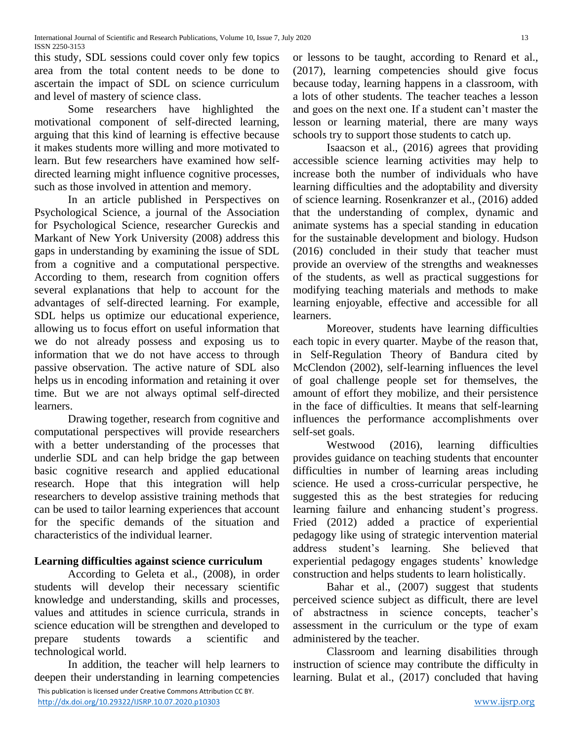this study, SDL sessions could cover only few topics area from the total content needs to be done to ascertain the impact of SDL on science curriculum and level of mastery of science class.

Some researchers have highlighted the motivational component of self-directed learning, arguing that this kind of learning is effective because it makes students more willing and more motivated to learn. But few researchers have examined how self-directed learning might influence cognitive processes, such as those involved in attention and memory.

In an article published in Perspectives on Psychological Science, a journal of the Association for Psychological Science, researcher Gureckis and Markant of New York University (2008) address this gaps in understanding by examining the issue of SDL from a cognitive and a computational perspective. According to them, research from cognition offers several explanations that help to account for the advantages of self-directed learning. For example, SDL helps us optimize our educational experience, allowing us to focus effort on useful information that we do not already possess and exposing us to information that we do not have access to through passive observation. The active nature of SDL also helps us in encoding information and retaining it over time. But we are not always optimal self-directed learners.

Drawing together, research from cognitive and computational perspectives will provide researchers with a better understanding of the processes that underlie SDL and can help bridge the gap between basic cognitive research and applied educational research. Hope that this integration will help researchers to develop assistive training methods that can be used to tailor learning experiences that account for the specific demands of the situation and characteristics of the individual learner.

**Learning difficulties against science curriculum**

According to Geleta et al., (2008), in order students will develop their necessary scientific knowledge and understanding, skills and processes, values and attitudes in science curricula, strands in science education will be strengthen and developed to prepare students towards a scientific and technological world.

In addition, the teacher will help learners to deepen their understanding in learning competencies or lessons to be taught, according to Renard et al., (2017), learning competencies should give focus because today, learning happens in a classroom, with a lots of other students. The teacher teaches a lesson and goes on the next one. If a student can't master the lesson or learning material, there are many ways schools try to support those students to catch up.

Isaacson et al., (2016) agrees that providing accessible science learning activities may help to increase both the number of individuals who have learning difficulties and the adoptability and diversity of science learning. Rosenkranzer et al., (2016) added that the understanding of complex, dynamic and animate systems has a special standing in education for the sustainable development and biology. Hudson (2016) concluded in their study that teacher must provide an overview of the strengths and weaknesses of the students, as well as practical suggestions for modifying teaching materials and methods to make learning enjoyable, effective and accessible for all learners.

Moreover, students have learning difficulties each topic in every quarter. Maybe of the reason that, in Self-Regulation Theory of Bandura cited by McClendon (2002), self-learning influences the level of goal challenge people set for themselves, the amount of effort they mobilize, and their persistence in the face of difficulties. It means that self-learning influences the performance accomplishments over self-set goals.

Westwood (2016), learning difficulties provides guidance on teaching students that encounter difficulties in number of learning areas including science. He used a cross-curricular perspective, he suggested this as the best strategies for reducing learning failure and enhancing student's progress. Fried (2012) added a practice of experiential pedagogy like using of strategic intervention material address student's learning. She believed that experiential pedagogy engages students' knowledge construction and helps students to learn holistically.

Bahar et al., (2007) suggest that students perceived science subject as difficult, there are level of abstractness in science concepts, teacher's assessment in the curriculum or the type of exam administered by the teacher.

Classroom and learning disabilities through instruction of science may contribute the difficulty in learning. Bulat et al., (2017) concluded that having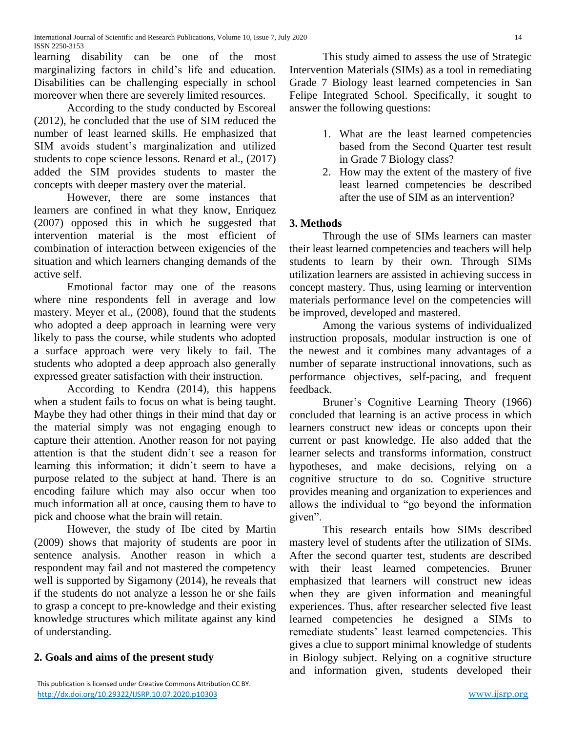learning disability can be one of the most marginalizing factors in child's life and education. Disabilities can be challenging especially in school moreover when there are severely limited resources.

According to the study conducted by Escoreal (2012), he concluded that the use of SIM reduced the number of least learned skills. He emphasized that SIM avoids student's marginalization and utilized students to cope science lessons. Renard et al., (2017) added the SIM provides students to master the concepts with deeper mastery over the material.

However, there are some instances that learners are confined in what they know, Enriquez (2007) opposed this in which he suggested that intervention material is the most efficient of combination of interaction between exigencies of the situation and which learners changing demands of the active self.

Emotional factor may one of the reasons where nine respondents fell in average and low mastery. Meyer et al., (2008), found that the students who adopted a deep approach in learning were very likely to pass the course, while students who adopted a surface approach were very likely to fail. The students who adopted a deep approach also generally expressed greater satisfaction with their instruction.

According to Kendra (2014), this happens when a student fails to focus on what is being taught. Maybe they had other things in their mind that day or the material simply was not engaging enough to capture their attention. Another reason for not paying attention is that the student didn't see a reason for learning this information; it didn't seem to have a purpose related to the subject at hand. There is an encoding failure which may also occur when too much information all at once, causing them to have to pick and choose what the brain will retain.

However, the study of Ibe cited by Martin (2009) shows that majority of students are poor in sentence analysis. Another reason in which a respondent may fail and not mastered the competency well is supported by Sigamony (2014), he reveals that if the students do not analyze a lesson he or she fails to grasp a concept to pre-knowledge and their existing knowledge structures which militate against any kind of understanding.

## 2. Goals and aims of the present study

This study aimed to assess the use of Strategic Intervention Materials (SIMs) as a tool in remediating Grade 7 Biology least learned competencies in San Felipe Integrated School. Specifically, it sought to answer the following questions:

1. What are the least learned competencies based from the Second Quarter test result in Grade 7 Biology class?
2. How may the extent of the mastery of five least learned competencies be described after the use of SIM as an intervention?

## 3. Methods

Through the use of SIMs learners can master their least learned competencies and teachers will help students to learn by their own. Through SIMs utilization learners are assisted in achieving success in concept mastery. Thus, using learning or intervention materials performance level on the competencies will be improved, developed and mastered.

Among the various systems of individualized instruction proposals, modular instruction is one of the newest and it combines many advantages of a number of separate instructional innovations, such as performance objectives, self-pacing, and frequent feedback.

Bruner's Cognitive Learning Theory (1966) concluded that learning is an active process in which learners construct new ideas or concepts upon their current or past knowledge. He also added that the learner selects and transforms information, construct hypotheses, and make decisions, relying on a cognitive structure to do so. Cognitive structure provides meaning and organization to experiences and allows the individual to "go beyond the information given".

This research entails how SIMs described mastery level of students after the utilization of SIMs. After the second quarter test, students are described with their least learned competencies. Bruner emphasized that learners will construct new ideas when they are given information and meaningful experiences. Thus, after researcher selected five least learned competencies he designed a SIMs to remediate students' least learned competencies. This gives a clue to support minimal knowledge of students in Biology subject. Relying on a cognitive structure and information given, students developed their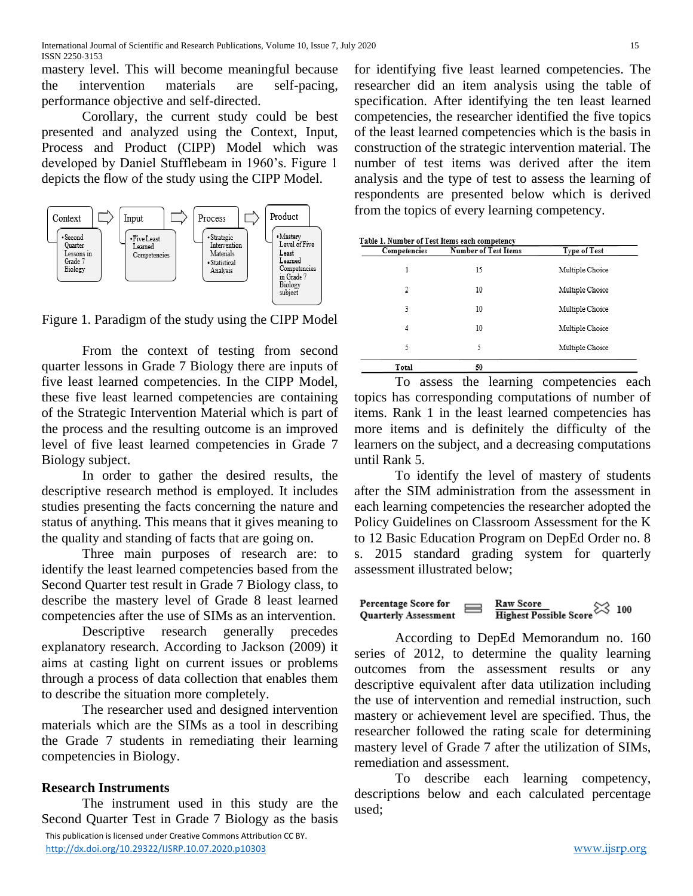mastery level. This will become meaningful because the intervention materials are self-pacing, performance objective and self-directed.

Corollary, the current study could be best presented and analyzed using the Context, Input, Process and Product (CIPP) Model which was developed by Daniel Stufflebeam in 1960's. Figure 1 depicts the flow of the study using the CIPP Model.

| Context | Input | Process | Product |
|---|---|---|---|
| • Second Quarter Lessons in Grade 7 Biology | • Five Least Learned Competencies | • Strategic Intervention Materials<br>• Statistical Analysis | • Mastery Level of Five Least Learned Competencies in Grade 7 Biology subject |

Figure 1. Paradigm of the study using the CIPP Model

From the context of testing from second quarter lessons in Grade 7 Biology there are inputs of five least learned competencies. In the CIPP Model, these five least learned competencies are containing of the Strategic Intervention Material which is part of the process and the resulting outcome is an improved level of five least learned competencies in Grade 7 Biology subject.

In order to gather the desired results, the descriptive research method is employed. It includes studies presenting the facts concerning the nature and status of anything. This means that it gives meaning to the quality and standing of facts that are going on.

Three main purposes of research are: to identify the least learned competencies based from the Second Quarter test result in Grade 7 Biology class, to describe the mastery level of Grade 8 least learned competencies after the use of SIMs as an intervention.

Descriptive research generally precedes explanatory research. According to Jackson (2009) it aims at casting light on current issues or problems through a process of data collection that enables them to describe the situation more completely.

The researcher used and designed intervention materials which are the SIMs as a tool in describing the Grade 7 students in remediating their learning competencies in Biology.

**Research Instruments**

The instrument used in this study are the Second Quarter Test in Grade 7 Biology as the basis for identifying five least learned competencies. The researcher did an item analysis using the table of specification. After identifying the ten least learned competencies, the researcher identified the five topics of the least learned competencies which is the basis in construction of the strategic intervention material. The number of test items was derived after the item analysis and the type of test to assess the learning of respondents are presented below which is derived from the topics of every learning competency.

Table 1. Number of Test Items each competency

| Competencies | Number of Test Items | Type of Test |
|---|---|---|
| 1 | 15 | Multiple Choice |
| 2 | 10 | Multiple Choice |
| 3 | 10 | Multiple Choice |
| 4 | 10 | Multiple Choice |
| 5 | 5 | Multiple Choice |
| **Total** | **50** | |

To assess the learning competencies each topics has corresponding computations of number of items. Rank 1 in the least learned competencies has more items and is definitely the difficulty of the learners on the subject, and a decreasing computations until Rank 5.

To identify the level of mastery of students after the SIM administration from the assessment in each learning competencies the researcher adopted the Policy Guidelines on Classroom Assessment for the K to 12 Basic Education Program on DepEd Order no. 8 s. 2015 standard grading system for quarterly assessment illustrated below;

$$\text{Percentage Score for Quarterly Assessment} = \frac{\text{Raw Score}}{\text{Highest Possible Score}} \times 100$$

According to DepEd Memorandum no. 160 series of 2012, to determine the quality learning outcomes from the assessment results or any descriptive equivalent after data utilization including the use of intervention and remedial instruction, such mastery or achievement level are specified. Thus, the researcher followed the rating scale for determining mastery level of Grade 7 after the utilization of SIMs, remediation and assessment.

To describe each learning competency, descriptions below and each calculated percentage used;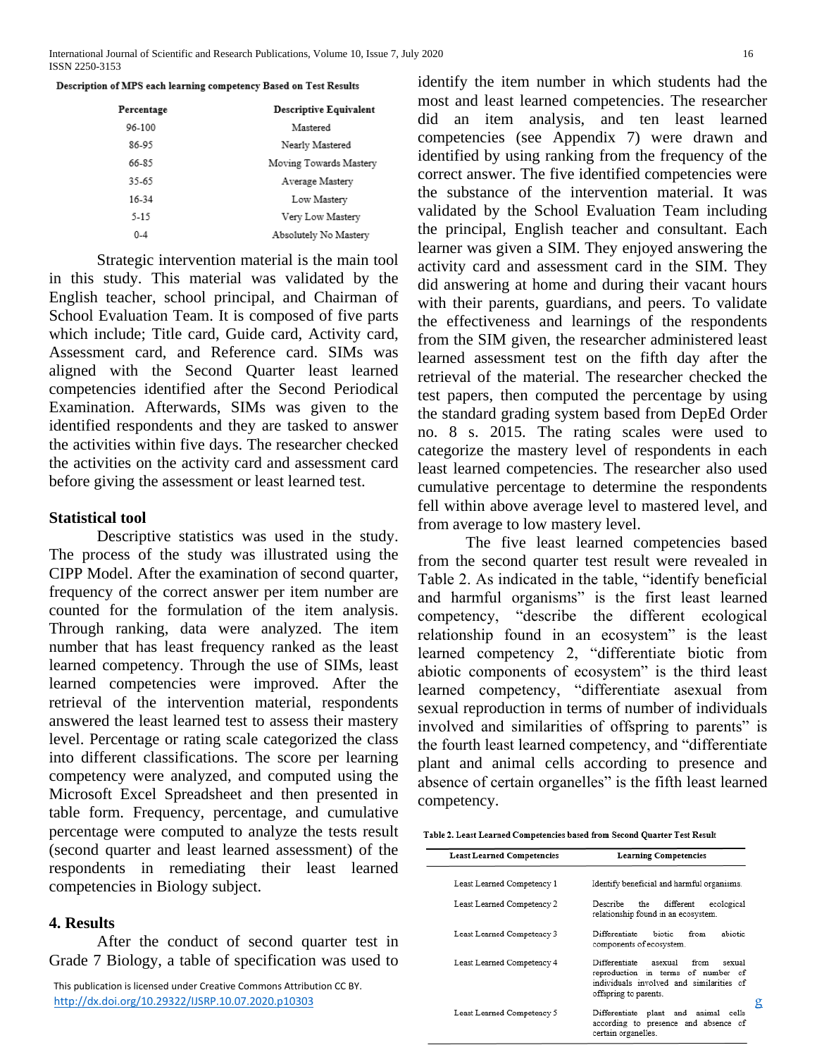**Description of MPS each learning competency Based on Test Results**

| Percentage | Descriptive Equivalent |
|---|---|
| 96-100 | Mastered |
| 86-95 | Nearly Mastered |
| 66-85 | Moving Towards Mastery |
| 35-65 | Average Mastery |
| 16-34 | Low Mastery |
| 5-15 | Very Low Mastery |
| 0-4 | Absolutely No Mastery |

Strategic intervention material is the main tool in this study. This material was validated by the English teacher, school principal, and Chairman of School Evaluation Team. It is composed of five parts which include; Title card, Guide card, Activity card, Assessment card, and Reference card. SIMs was aligned with the Second Quarter least learned competencies identified after the Second Periodical Examination. Afterwards, SIMs was given to the identified respondents and they are tasked to answer the activities within five days. The researcher checked the activities on the activity card and assessment card before giving the assessment or least learned test.

### Statistical tool

Descriptive statistics was used in the study. The process of the study was illustrated using the CIPP Model. After the examination of second quarter, frequency of the correct answer per item number are counted for the formulation of the item analysis. Through ranking, data were analyzed. The item number that has least frequency ranked as the least learned competency. Through the use of SIMs, least learned competencies were improved. After the retrieval of the intervention material, respondents answered the least learned test to assess their mastery level. Percentage or rating scale categorized the class into different classifications. The score per learning competency were analyzed, and computed using the Microsoft Excel Spreadsheet and then presented in table form. Frequency, percentage, and cumulative percentage were computed to analyze the tests result (second quarter and least learned assessment) of the respondents in remediating their least learned competencies in Biology subject.

## 4. Results

After the conduct of second quarter test in Grade 7 Biology, a table of specification was used to identify the item number in which students had the most and least learned competencies. The researcher did an item analysis, and ten least learned competencies (see Appendix 7) were drawn and identified by using ranking from the frequency of the correct answer. The five identified competencies were the substance of the intervention material. It was validated by the School Evaluation Team including the principal, English teacher and consultant. Each learner was given a SIM. They enjoyed answering the activity card and assessment card in the SIM. They did answering at home and during their vacant hours with their parents, guardians, and peers. To validate the effectiveness and learnings of the respondents from the SIM given, the researcher administered least learned assessment test on the fifth day after the retrieval of the material. The researcher checked the test papers, then computed the percentage by using the standard grading system based from DepEd Order no. 8 s. 2015. The rating scales were used to categorize the mastery level of respondents in each least learned competencies. The researcher also used cumulative percentage to determine the respondents fell within above average level to mastered level, and from average to low mastery level.

The five least learned competencies based from the second quarter test result were revealed in Table 2. As indicated in the table, "identify beneficial and harmful organisms" is the first least learned competency, "describe the different ecological relationship found in an ecosystem" is the least learned competency 2, "differentiate biotic from abiotic components of ecosystem" is the third least learned competency, "differentiate asexual from sexual reproduction in terms of number of individuals involved and similarities of offspring to parents" is the fourth least learned competency, and "differentiate plant and animal cells according to presence and absence of certain organelles" is the fifth least learned competency.

**Table 2. Least Learned Competencies based from Second Quarter Test Result**

| Least Learned Competencies | Learning Competencies |
|---|---|
| Least Learned Competency 1 | Identify beneficial and harmful organisms. |
| Least Learned Competency 2 | Describe the different ecological relationship found in an ecosystem. |
| Least Learned Competency 3 | Differentiate biotic from abiotic components of ecosystem. |
| Least Learned Competency 4 | Differentiate asexual from sexual reproduction in terms of number of individuals involved and similarities of offspring to parents. |
| Least Learned Competency 5 | Differentiate plant and animal cells according to presence and absence of certain organelles. |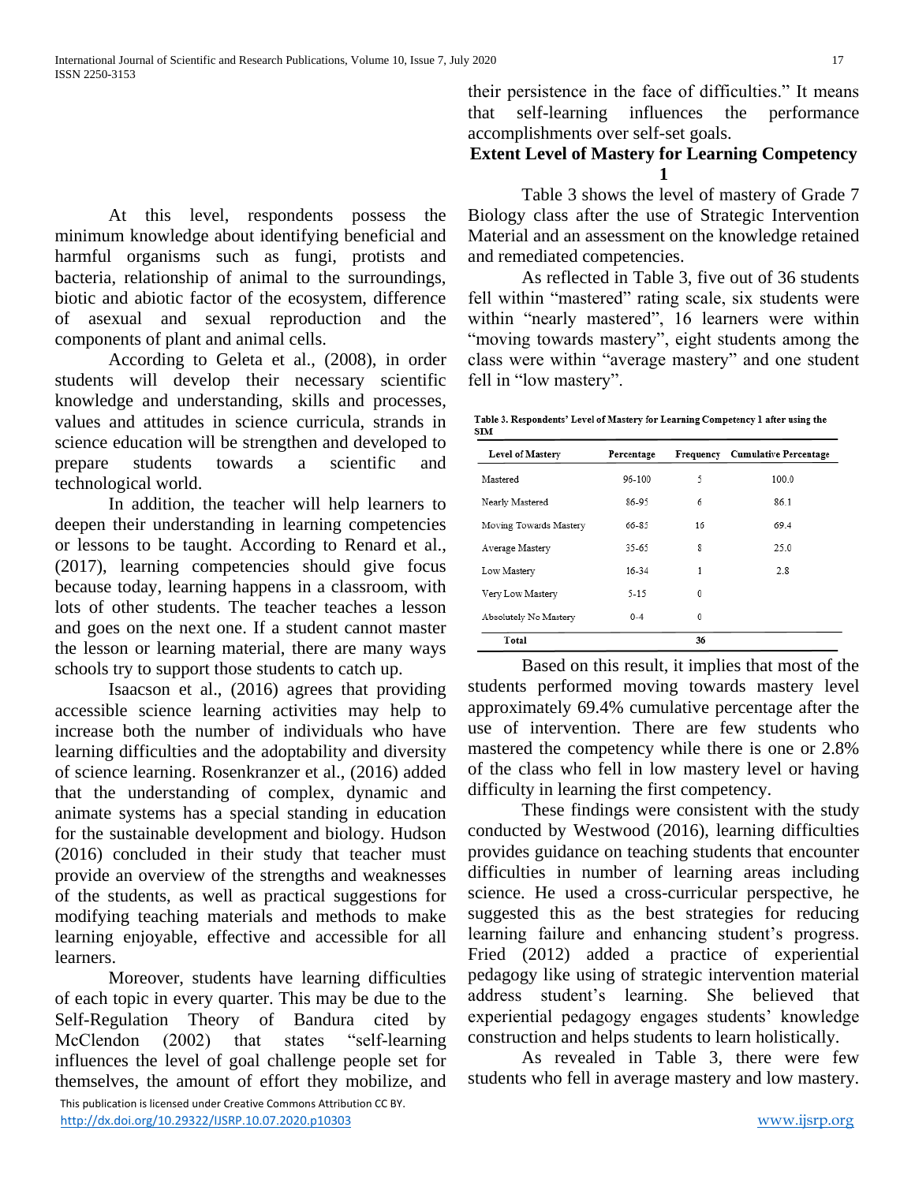At this level, respondents possess the minimum knowledge about identifying beneficial and harmful organisms such as fungi, protists and bacteria, relationship of animal to the surroundings, biotic and abiotic factor of the ecosystem, difference of asexual and sexual reproduction and the components of plant and animal cells.

According to Geleta et al., (2008), in order students will develop their necessary scientific knowledge and understanding, skills and processes, values and attitudes in science curricula, strands in science education will be strengthen and developed to prepare students towards a scientific and technological world.

In addition, the teacher will help learners to deepen their understanding in learning competencies or lessons to be taught. According to Renard et al., (2017), learning competencies should give focus because today, learning happens in a classroom, with lots of other students. The teacher teaches a lesson and goes on the next one. If a student cannot master the lesson or learning material, there are many ways schools try to support those students to catch up.

Isaacson et al., (2016) agrees that providing accessible science learning activities may help to increase both the number of individuals who have learning difficulties and the adoptability and diversity of science learning. Rosenkranzer et al., (2016) added that the understanding of complex, dynamic and animate systems has a special standing in education for the sustainable development and biology. Hudson (2016) concluded in their study that teacher must provide an overview of the strengths and weaknesses of the students, as well as practical suggestions for modifying teaching materials and methods to make learning enjoyable, effective and accessible for all learners.

Moreover, students have learning difficulties of each topic in every quarter. This may be due to the Self-Regulation Theory of Bandura cited by McClendon (2002) that states "self-learning influences the level of goal challenge people set for themselves, the amount of effort they mobilize, and their persistence in the face of difficulties." It means that self-learning influences the performance accomplishments over self-set goals.

**Extent Level of Mastery for Learning Competency 1**

Table 3 shows the level of mastery of Grade 7 Biology class after the use of Strategic Intervention Material and an assessment on the knowledge retained and remediated competencies.

As reflected in Table 3, five out of 36 students fell within "mastered" rating scale, six students were within "nearly mastered", 16 learners were within "moving towards mastery", eight students among the class were within "average mastery" and one student fell in "low mastery".

**Table 3. Respondents' Level of Mastery for Learning Competency 1 after using the SIM**

| Level of Mastery | Percentage | Frequency | Cumulative Percentage |
|---|---|---|---|
| Mastered | 96-100 | 5 | 100.0 |
| Nearly Mastered | 86-95 | 6 | 86.1 |
| Moving Towards Mastery | 66-85 | 16 | 69.4 |
| Average Mastery | 35-65 | 8 | 25.0 |
| Low Mastery | 16-34 | 1 | 2.8 |
| Very Low Mastery | 5-15 | 0 | |
| Absolutely No Mastery | 0-4 | 0 | |
| **Total** | | **36** | |

Based on this result, it implies that most of the students performed moving towards mastery level approximately 69.4% cumulative percentage after the use of intervention. There are few students who mastered the competency while there is one or 2.8% of the class who fell in low mastery level or having difficulty in learning the first competency.

These findings were consistent with the study conducted by Westwood (2016), learning difficulties provides guidance on teaching students that encounter difficulties in number of learning areas including science. He used a cross-curricular perspective, he suggested this as the best strategies for reducing learning failure and enhancing student's progress. Fried (2012) added a practice of experiential pedagogy like using of strategic intervention material address student's learning. She believed that experiential pedagogy engages students' knowledge construction and helps students to learn holistically.

As revealed in Table 3, there were few students who fell in average mastery and low mastery.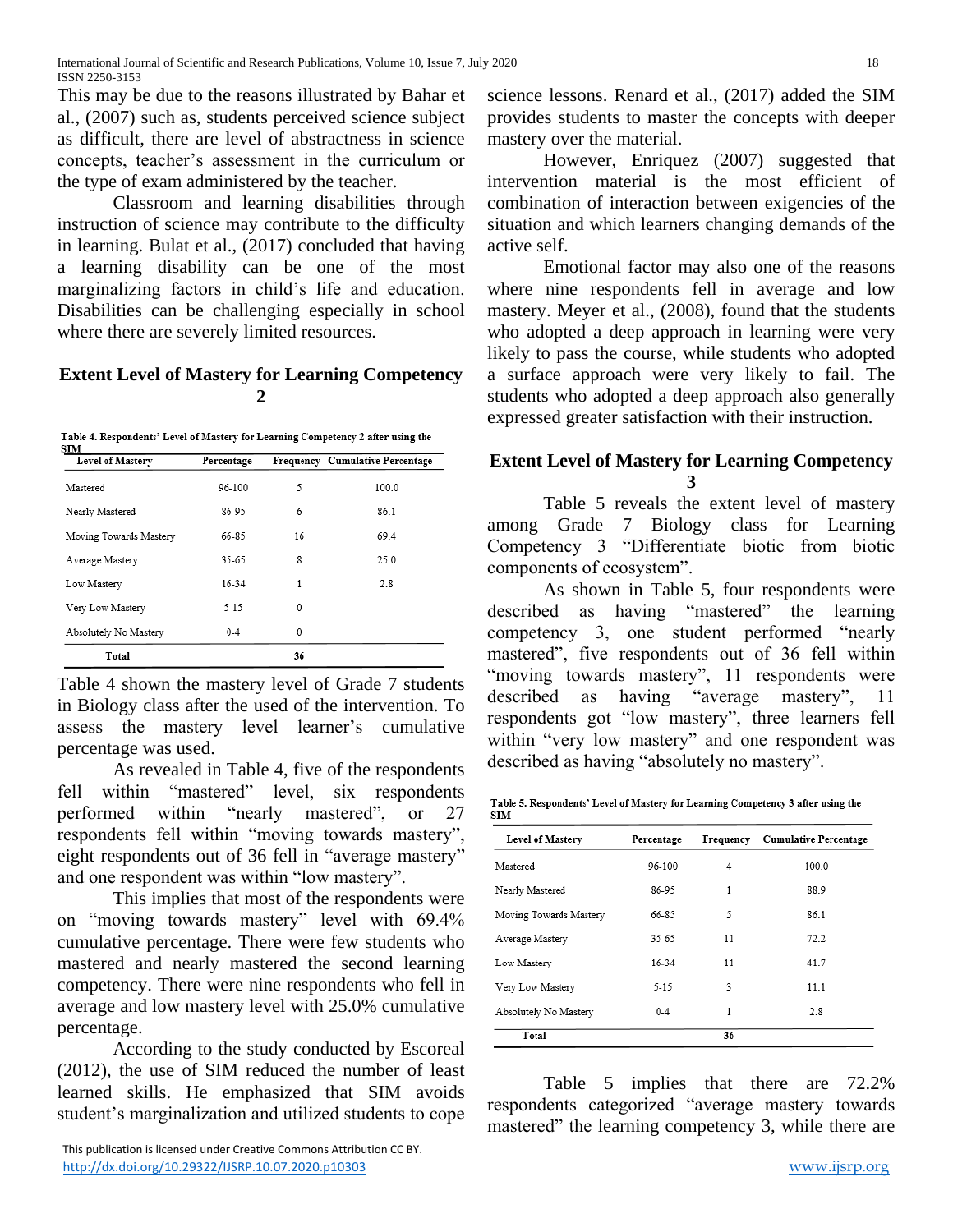This may be due to the reasons illustrated by Bahar et al., (2007) such as, students perceived science subject as difficult, there are level of abstractness in science concepts, teacher's assessment in the curriculum or the type of exam administered by the teacher.

Classroom and learning disabilities through instruction of science may contribute to the difficulty in learning. Bulat et al., (2017) concluded that having a learning disability can be one of the most marginalizing factors in child's life and education. Disabilities can be challenging especially in school where there are severely limited resources.

## Extent Level of Mastery for Learning Competency 2

Table 4. Respondents' Level of Mastery for Learning Competency 2 after using the SIM

| Level of Mastery | Percentage | Frequency | Cumulative Percentage |
|---|---|---|---|
| Mastered | 96-100 | 5 | 100.0 |
| Nearly Mastered | 86-95 | 6 | 86.1 |
| Moving Towards Mastery | 66-85 | 16 | 69.4 |
| Average Mastery | 35-65 | 8 | 25.0 |
| Low Mastery | 16-34 | 1 | 2.8 |
| Very Low Mastery | 5-15 | 0 | |
| Absolutely No Mastery | 0-4 | 0 | |
| Total | | 36 | |

Table 4 shown the mastery level of Grade 7 students in Biology class after the used of the intervention. To assess the mastery level learner's cumulative percentage was used.

As revealed in Table 4, five of the respondents fell within "mastered" level, six respondents performed within "nearly mastered", or 27 respondents fell within "moving towards mastery", eight respondents out of 36 fell in "average mastery" and one respondent was within "low mastery".

This implies that most of the respondents were on "moving towards mastery" level with 69.4% cumulative percentage. There were few students who mastered and nearly mastered the second learning competency. There were nine respondents who fell in average and low mastery level with 25.0% cumulative percentage.

According to the study conducted by Escoreal (2012), the use of SIM reduced the number of least learned skills. He emphasized that SIM avoids student's marginalization and utilized students to cope science lessons. Renard et al., (2017) added the SIM provides students to master the concepts with deeper mastery over the material.

However, Enriquez (2007) suggested that intervention material is the most efficient of combination of interaction between exigencies of the situation and which learners changing demands of the active self.

Emotional factor may also one of the reasons where nine respondents fell in average and low mastery. Meyer et al., (2008), found that the students who adopted a deep approach in learning were very likely to pass the course, while students who adopted a surface approach were very likely to fail. The students who adopted a deep approach also generally expressed greater satisfaction with their instruction.

## Extent Level of Mastery for Learning Competency 3

Table 5 reveals the extent level of mastery among Grade 7 Biology class for Learning Competency 3 "Differentiate biotic from biotic components of ecosystem".

As shown in Table 5, four respondents were described as having "mastered" the learning competency 3, one student performed "nearly mastered", five respondents out of 36 fell within "moving towards mastery", 11 respondents were described as having "average mastery", 11 respondents got "low mastery", three learners fell within "very low mastery" and one respondent was described as having "absolutely no mastery".

Table 5. Respondents' Level of Mastery for Learning Competency 3 after using the SIM

| Level of Mastery | Percentage | Frequency | Cumulative Percentage |
|---|---|---|---|
| Mastered | 96-100 | 4 | 100.0 |
| Nearly Mastered | 86-95 | 1 | 88.9 |
| Moving Towards Mastery | 66-85 | 5 | 86.1 |
| Average Mastery | 35-65 | 11 | 72.2 |
| Low Mastery | 16-34 | 11 | 41.7 |
| Very Low Mastery | 5-15 | 3 | 11.1 |
| Absolutely No Mastery | 0-4 | 1 | 2.8 |
| Total | | 36 | |

Table 5 implies that there are 72.2% respondents categorized "average mastery towards mastered" the learning competency 3, while there are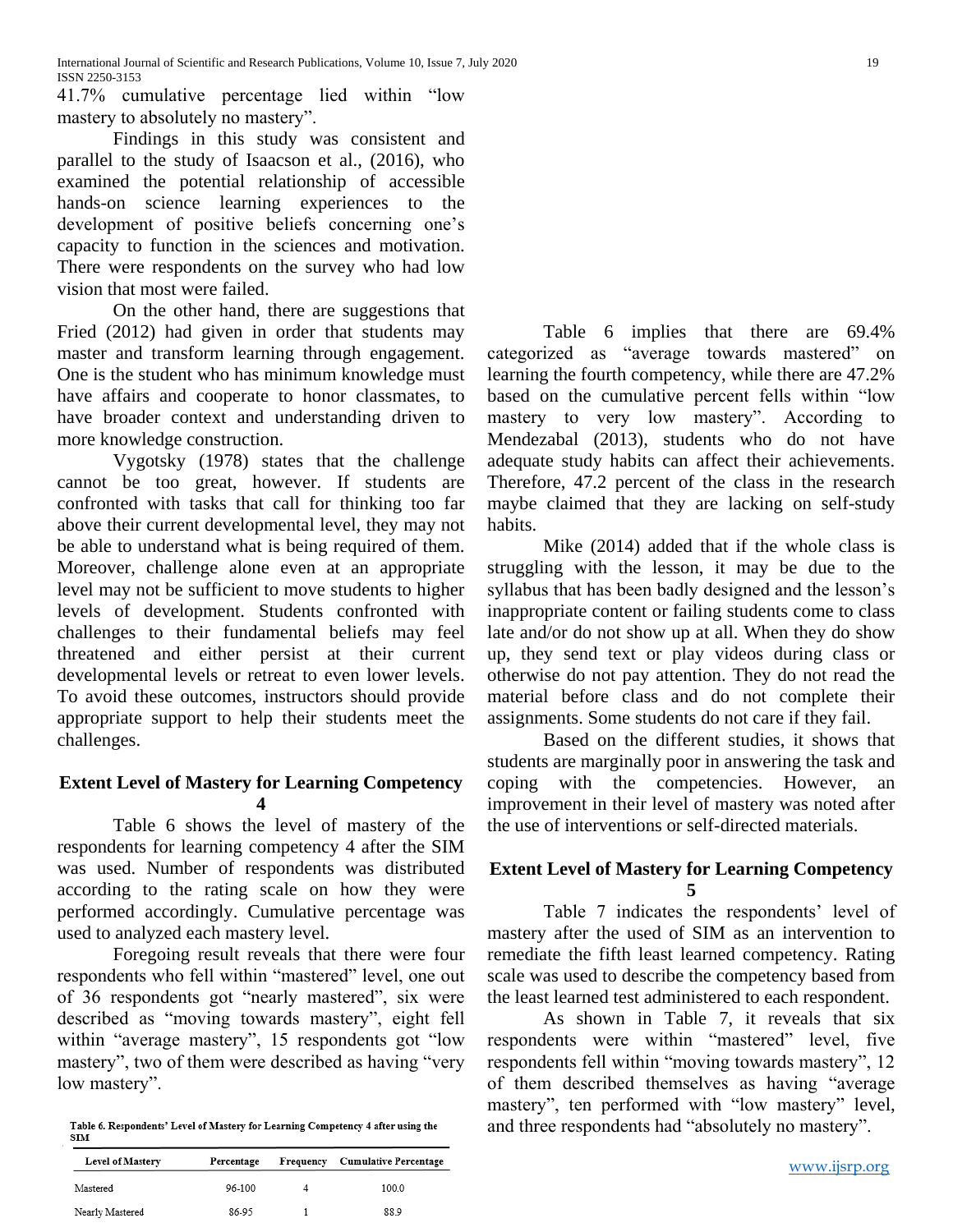41.7% cumulative percentage lied within "low mastery to absolutely no mastery".

Findings in this study was consistent and parallel to the study of Isaacson et al., (2016), who examined the potential relationship of accessible hands-on science learning experiences to the development of positive beliefs concerning one's capacity to function in the sciences and motivation. There were respondents on the survey who had low vision that most were failed.

On the other hand, there are suggestions that Fried (2012) had given in order that students may master and transform learning through engagement. One is the student who has minimum knowledge must have affairs and cooperate to honor classmates, to have broader context and understanding driven to more knowledge construction.

Vygotsky (1978) states that the challenge cannot be too great, however. If students are confronted with tasks that call for thinking too far above their current developmental level, they may not be able to understand what is being required of them. Moreover, challenge alone even at an appropriate level may not be sufficient to move students to higher levels of development. Students confronted with challenges to their fundamental beliefs may feel threatened and either persist at their current developmental levels or retreat to even lower levels. To avoid these outcomes, instructors should provide appropriate support to help their students meet the challenges.

## Extent Level of Mastery for Learning Competency 4

Table 6 shows the level of mastery of the respondents for learning competency 4 after the SIM was used. Number of respondents was distributed according to the rating scale on how they were performed accordingly. Cumulative percentage was used to analyzed each mastery level.

Foregoing result reveals that there were four respondents who fell within "mastered" level, one out of 36 respondents got "nearly mastered", six were described as "moving towards mastery", eight fell within "average mastery", 15 respondents got "low mastery", two of them were described as having "very low mastery".

**Table 6. Respondents' Level of Mastery for Learning Competency 4 after using the SIM**

| Level of Mastery | Percentage | Frequency | Cumulative Percentage |
|---|---|---|---|
| Mastered | 96-100 | 4 | 100.0 |
| Nearly Mastered | 86-95 | 1 | 88.9 |

Table 6 implies that there are 69.4% categorized as "average towards mastered" on learning the fourth competency, while there are 47.2% based on the cumulative percent fells within "low mastery to very low mastery". According to Mendezabal (2013), students who do not have adequate study habits can affect their achievements. Therefore, 47.2 percent of the class in the research maybe claimed that they are lacking on self-study habits.

Mike (2014) added that if the whole class is struggling with the lesson, it may be due to the syllabus that has been badly designed and the lesson's inappropriate content or failing students come to class late and/or do not show up at all. When they do show up, they send text or play videos during class or otherwise do not pay attention. They do not read the material before class and do not complete their assignments. Some students do not care if they fail.

Based on the different studies, it shows that students are marginally poor in answering the task and coping with the competencies. However, an improvement in their level of mastery was noted after the use of interventions or self-directed materials.

## Extent Level of Mastery for Learning Competency 5

Table 7 indicates the respondents' level of mastery after the used of SIM as an intervention to remediate the fifth least learned competency. Rating scale was used to describe the competency based from the least learned test administered to each respondent.

As shown in Table 7, it reveals that six respondents were within "mastered" level, five respondents fell within "moving towards mastery", 12 of them described themselves as having "average mastery", ten performed with "low mastery" level, and three respondents had "absolutely no mastery".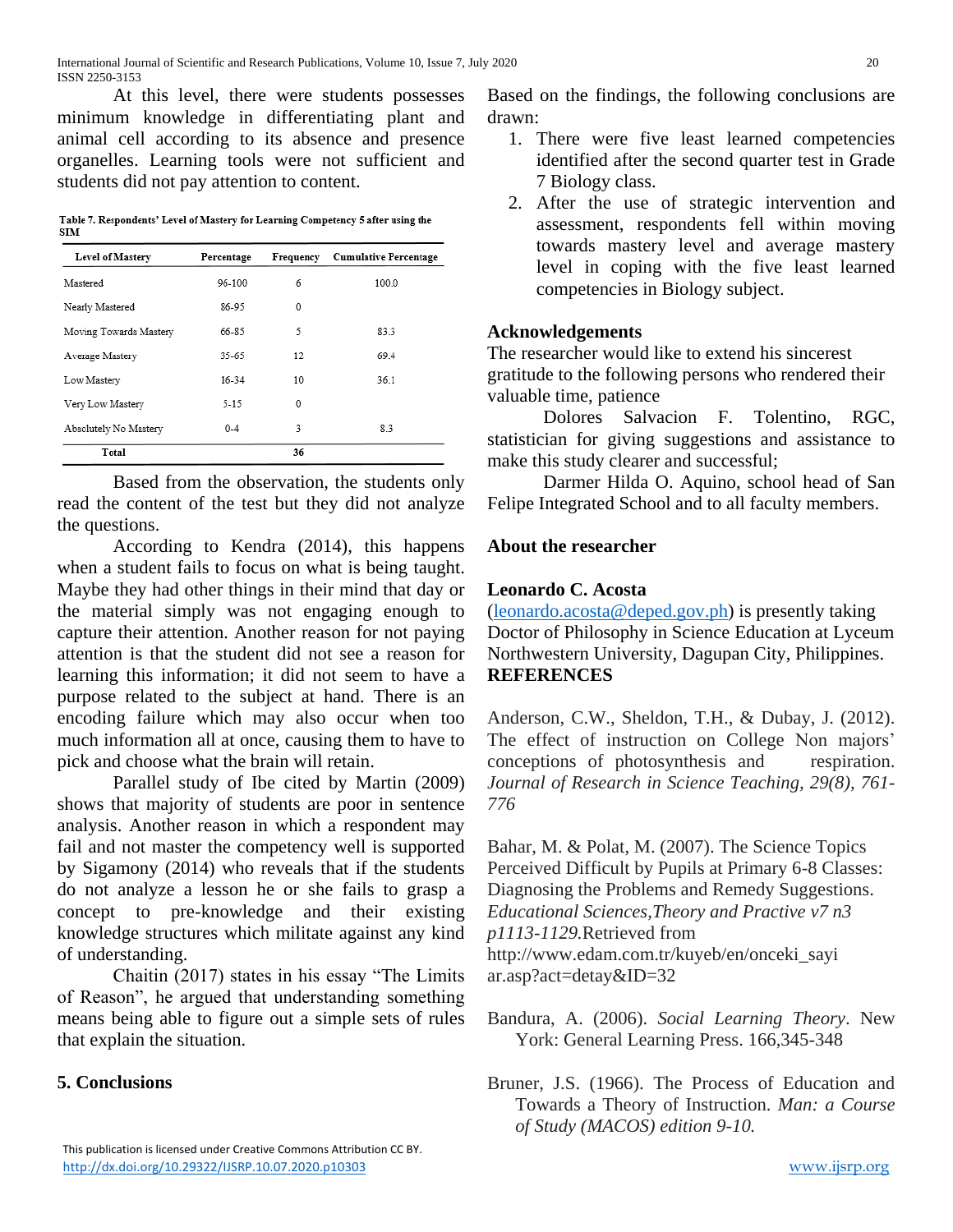At this level, there were students possesses minimum knowledge in differentiating plant and animal cell according to its absence and presence organelles. Learning tools were not sufficient and students did not pay attention to content.

**Table 7. Respondents' Level of Mastery for Learning Competency 5 after using the SIM**

| Level of Mastery | Percentage | Frequency | Cumulative Percentage |
|---|---|---|---|
| Mastered | 96-100 | 6 | 100.0 |
| Nearly Mastered | 86-95 | 0 | |
| Moving Towards Mastery | 66-85 | 5 | 83.3 |
| Average Mastery | 35-65 | 12 | 69.4 |
| Low Mastery | 16-34 | 10 | 36.1 |
| Very Low Mastery | 5-15 | 0 | |
| Absolutely No Mastery | 0-4 | 3 | 8.3 |
| **Total** | | **36** | |

Based from the observation, the students only read the content of the test but they did not analyze the questions.

According to Kendra (2014), this happens when a student fails to focus on what is being taught. Maybe they had other things in their mind that day or the material simply was not engaging enough to capture their attention. Another reason for not paying attention is that the student did not see a reason for learning this information; it did not seem to have a purpose related to the subject at hand. There is an encoding failure which may also occur when too much information all at once, causing them to have to pick and choose what the brain will retain.

Parallel study of Ibe cited by Martin (2009) shows that majority of students are poor in sentence analysis. Another reason in which a respondent may fail and not master the competency well is supported by Sigamony (2014) who reveals that if the students do not analyze a lesson he or she fails to grasp a concept to pre-knowledge and their existing knowledge structures which militate against any kind of understanding.

Chaitin (2017) states in his essay "The Limits of Reason", he argued that understanding something means being able to figure out a simple sets of rules that explain the situation.

## 5. Conclusions

Based on the findings, the following conclusions are drawn:

1. There were five least learned competencies identified after the second quarter test in Grade 7 Biology class.
2. After the use of strategic intervention and assessment, respondents fell within moving towards mastery level and average mastery level in coping with the five least learned competencies in Biology subject.

## Acknowledgements

The researcher would like to extend his sincerest gratitude to the following persons who rendered their valuable time, patience

Dolores Salvacion F. Tolentino, RGC, statistician for giving suggestions and assistance to make this study clearer and successful;

Darmer Hilda O. Aquino, school head of San Felipe Integrated School and to all faculty members.

## About the researcher

**Leonardo C. Acosta**

(leonardo.acosta@deped.gov.ph) is presently taking Doctor of Philosophy in Science Education at Lyceum Northwestern University, Dagupan City, Philippines.

## REFERENCES

Anderson, C.W., Sheldon, T.H., & Dubay, J. (2012). The effect of instruction on College Non majors' conceptions of photosynthesis and respiration. *Journal of Research in Science Teaching, 29(8), 761-776*

Bahar, M. & Polat, M. (2007). The Science Topics Perceived Difficult by Pupils at Primary 6-8 Classes: Diagnosing the Problems and Remedy Suggestions. *Educational Sciences,Theory and Practive v7 n3 p1113-1129.*Retrieved from http://www.edam.com.tr/kuyeb/en/onceki_sayiar.asp?act=detay&ID=32

Bandura, A. (2006). *Social Learning Theory*. New York: General Learning Press. 166,345-348

Bruner, J.S. (1966). The Process of Education and Towards a Theory of Instruction. *Man: a Course of Study (MACOS) edition 9-10.*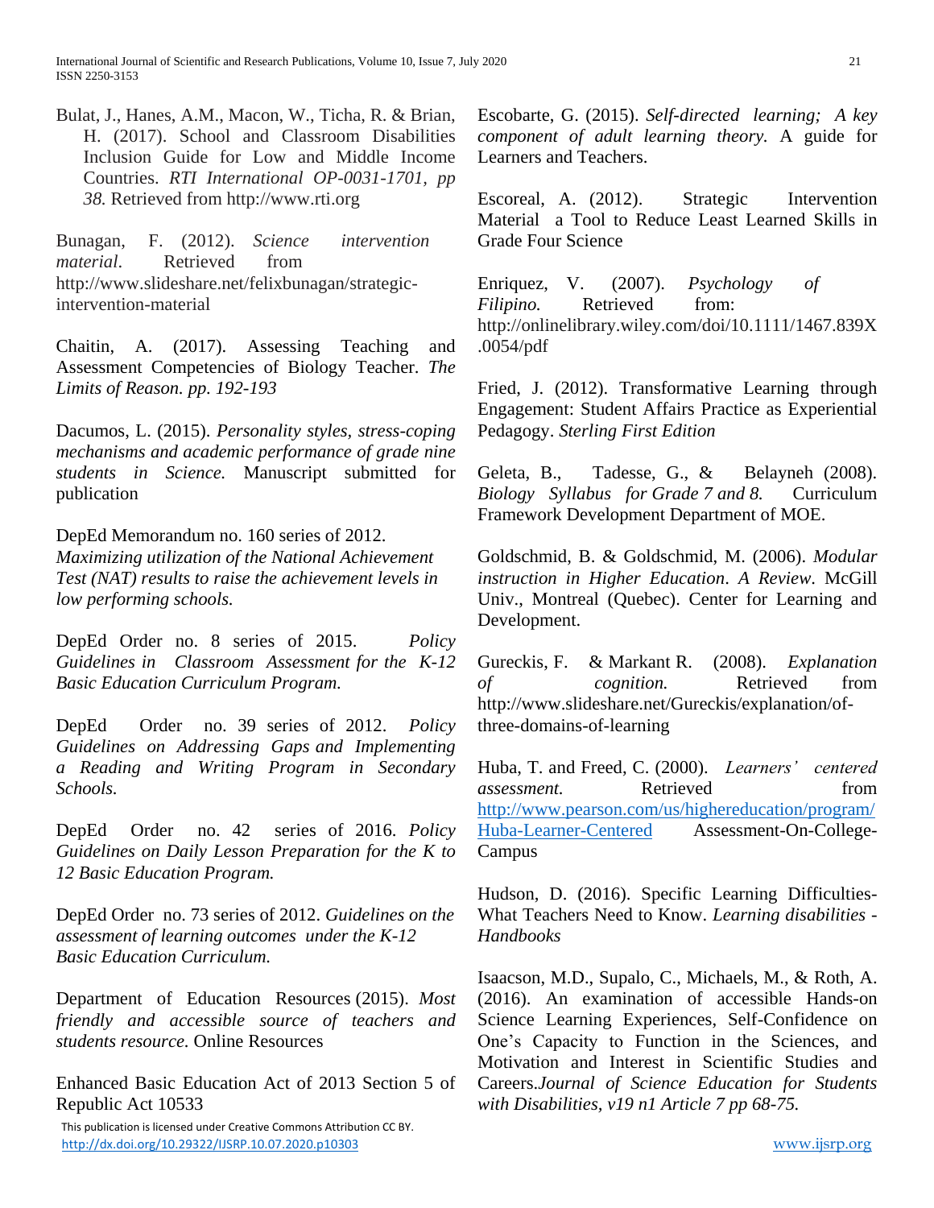Bulat, J., Hanes, A.M., Macon, W., Ticha, R. & Brian, H. (2017). School and Classroom Disabilities Inclusion Guide for Low and Middle Income Countries. *RTI International OP-0031-1701, pp 38.* Retrieved from http://www.rti.org

Bunagan, F. (2012). *Science intervention material*. Retrieved from http://www.slideshare.net/felixbunagan/strategic-intervention-material

Chaitin, A. (2017). Assessing Teaching and Assessment Competencies of Biology Teacher. *The Limits of Reason. pp. 192-193*

Dacumos, L. (2015). *Personality styles, stress-coping mechanisms and academic performance of grade nine students in Science.* Manuscript submitted for publication

DepEd Memorandum no. 160 series of 2012. *Maximizing utilization of the National Achievement Test (NAT) results to raise the achievement levels in low performing schools.*

DepEd Order no. 8 series of 2015. *Policy Guidelines in Classroom Assessment for the K-12 Basic Education Curriculum Program.*

DepEd Order no. 39 series of 2012. *Policy Guidelines on Addressing Gaps and Implementing a Reading and Writing Program in Secondary Schools.*

DepEd Order no. 42 series of 2016. *Policy Guidelines on Daily Lesson Preparation for the K to 12 Basic Education Program.*

DepEd Order no. 73 series of 2012. *Guidelines on the assessment of learning outcomes under the K-12 Basic Education Curriculum.*

Department of Education Resources (2015). *Most friendly and accessible source of teachers and students resource.* Online Resources

Enhanced Basic Education Act of 2013 Section 5 of Republic Act 10533

Escobarte, G. (2015). *Self-directed learning; A key component of adult learning theory.* A guide for Learners and Teachers.

Escoreal, A. (2012). Strategic Intervention Material a Tool to Reduce Least Learned Skills in Grade Four Science

Enriquez, V. (2007). *Psychology of Filipino.* Retrieved from: http://onlinelibrary.wiley.com/doi/10.1111/1467.839X.0054/pdf

Fried, J. (2012). Transformative Learning through Engagement: Student Affairs Practice as Experiential Pedagogy. *Sterling First Edition*

Geleta, B., Tadesse, G., & Belayneh (2008). *Biology Syllabus for Grade 7 and 8.* Curriculum Framework Development Department of MOE.

Goldschmid, B. & Goldschmid, M. (2006). *Modular instruction in Higher Education*. *A Review*. McGill Univ., Montreal (Quebec). Center for Learning and Development.

Gureckis, F. & Markant R. (2008). *Explanation of cognition.* Retrieved from http://www.slideshare.net/Gureckis/explanation/of-three-domains-of-learning

Huba, T. and Freed, C. (2000). *Learners' centered assessment.* Retrieved from http://www.pearson.com/us/highereducation/program/Huba-Learner-Centered Assessment-On-College-Campus

Hudson, D. (2016). Specific Learning Difficulties- What Teachers Need to Know. *Learning disabilities - Handbooks*

Isaacson, M.D., Supalo, C., Michaels, M., & Roth, A. (2016). An examination of accessible Hands-on Science Learning Experiences, Self-Confidence on One's Capacity to Function in the Sciences, and Motivation and Interest in Scientific Studies and Careers.*Journal of Science Education for Students with Disabilities, v19 n1 Article 7 pp 68-75.*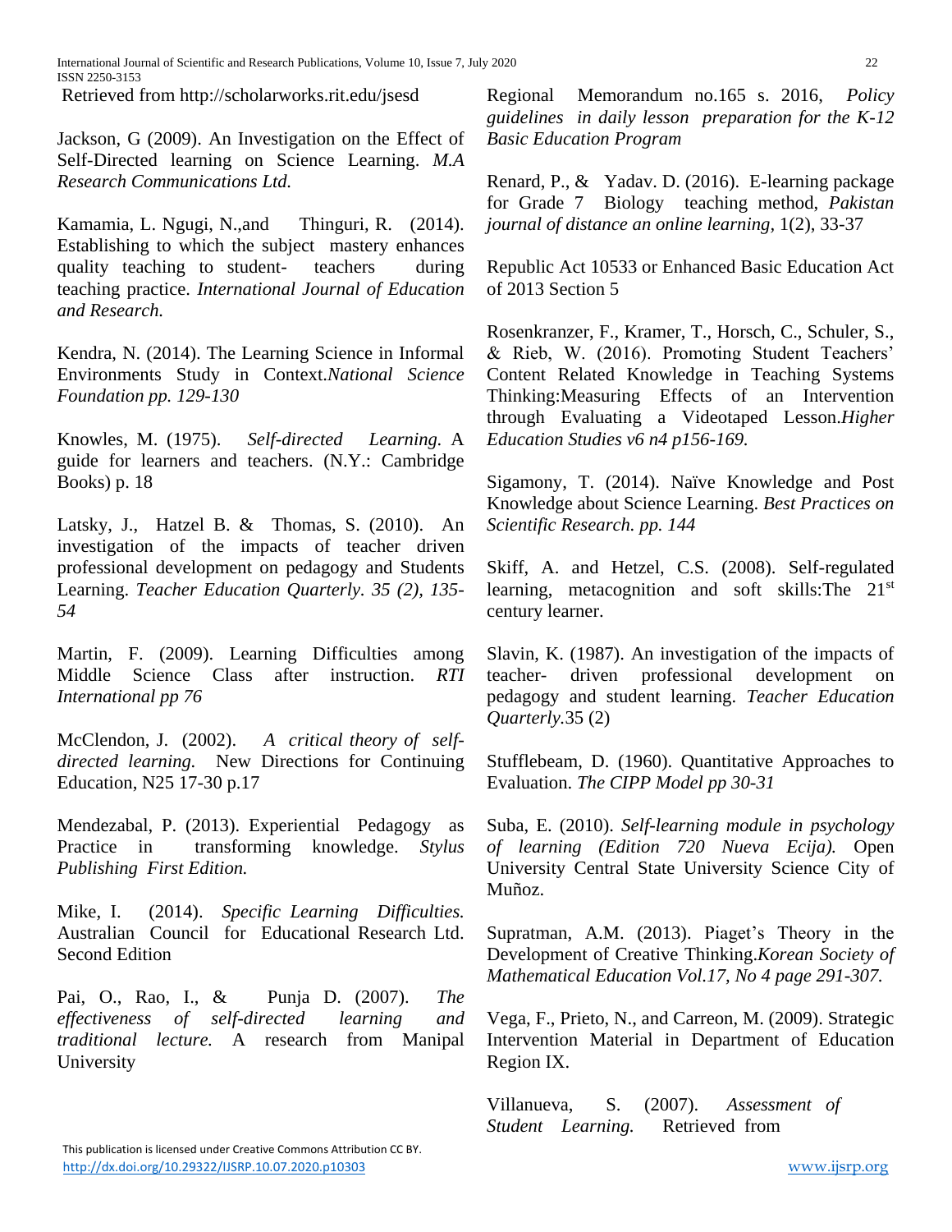Retrieved from http://scholarworks.rit.edu/jsesd

Jackson, G (2009). An Investigation on the Effect of Self-Directed learning on Science Learning. *M.A Research Communications Ltd.*

Kamamia, L. Ngugi, N.,and Thinguri, R. (2014). Establishing to which the subject mastery enhances quality teaching to student- teachers during teaching practice. *International Journal of Education and Research.*

Kendra, N. (2014). The Learning Science in Informal Environments Study in Context.*National Science Foundation pp. 129-130*

Knowles, M. (1975). *Self-directed Learning.* A guide for learners and teachers. (N.Y.: Cambridge Books) p. 18

Latsky, J., Hatzel B. & Thomas, S. (2010). An investigation of the impacts of teacher driven professional development on pedagogy and Students Learning. *Teacher Education Quarterly. 35 (2), 135-54*

Martin, F. (2009). Learning Difficulties among Middle Science Class after instruction. *RTI International pp 76*

McClendon, J. (2002). *A critical theory of self-directed learning.* New Directions for Continuing Education, N25 17-30 p.17

Mendezabal, P. (2013). Experiential Pedagogy as Practice in transforming knowledge. *Stylus Publishing First Edition.*

Mike, I. (2014). *Specific Learning Difficulties.* Australian Council for Educational Research Ltd. Second Edition

Pai, O., Rao, I., & Punja D. (2007). *The effectiveness of self-directed learning and traditional lecture.* A research from Manipal University

Regional Memorandum no.165 s. 2016, *Policy guidelines in daily lesson preparation for the K-12 Basic Education Program*

Renard, P., & Yadav. D. (2016). E-learning package for Grade 7 Biology teaching method, *Pakistan journal of distance an online learning,* 1(2), 33-37

Republic Act 10533 or Enhanced Basic Education Act of 2013 Section 5

Rosenkranzer, F., Kramer, T., Horsch, C., Schuler, S., & Rieb, W. (2016). Promoting Student Teachers' Content Related Knowledge in Teaching Systems Thinking:Measuring Effects of an Intervention through Evaluating a Videotaped Lesson.*Higher Education Studies v6 n4 p156-169.*

Sigamony, T. (2014). Naïve Knowledge and Post Knowledge about Science Learning. *Best Practices on Scientific Research. pp. 144*

Skiff, A. and Hetzel, C.S. (2008). Self-regulated learning, metacognition and soft skills:The 21st century learner.

Slavin, K. (1987). An investigation of the impacts of teacher- driven professional development on pedagogy and student learning. *Teacher Education Quarterly.*35 (2)

Stufflebeam, D. (1960). Quantitative Approaches to Evaluation. *The CIPP Model pp 30-31*

Suba, E. (2010). *Self-learning module in psychology of learning (Edition 720 Nueva Ecija).* Open University Central State University Science City of Muñoz.

Supratman, A.M. (2013). Piaget's Theory in the Development of Creative Thinking.*Korean Society of Mathematical Education Vol.17, No 4 page 291-307.*

Vega, F., Prieto, N., and Carreon, M. (2009). Strategic Intervention Material in Department of Education Region IX.

Villanueva, S. (2007). *Assessment of Student Learning.* Retrieved from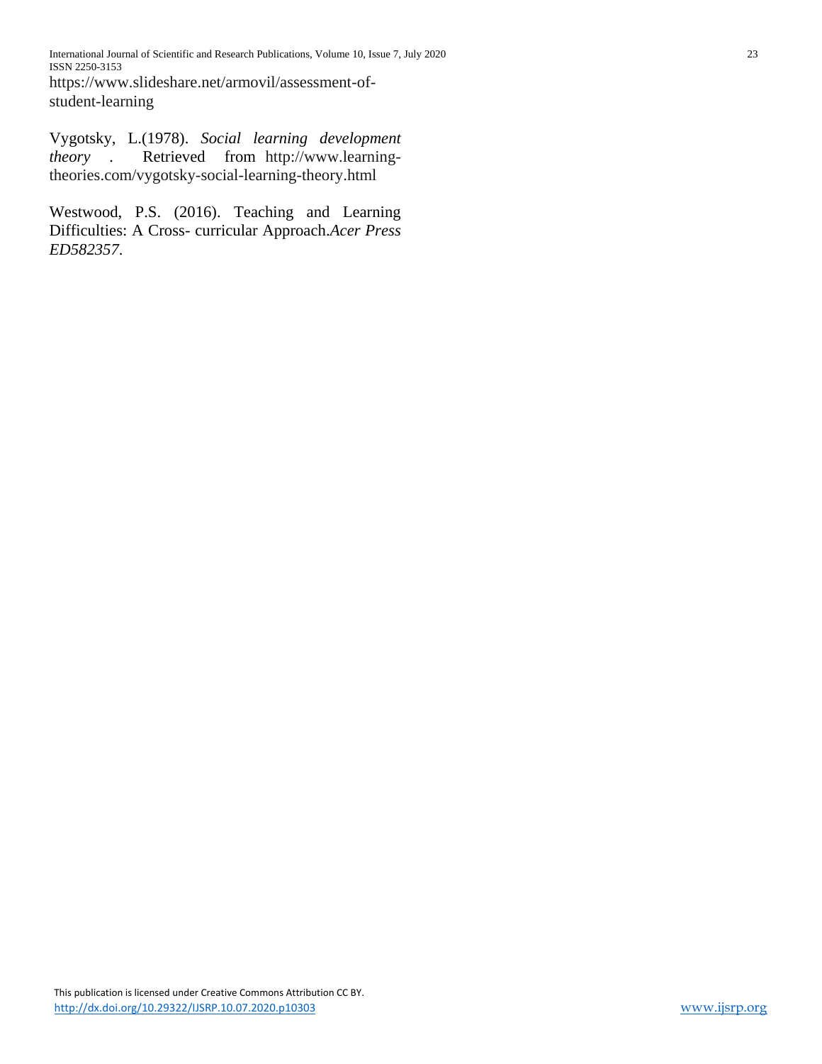https://www.slideshare.net/armovil/assessment-of-student-learning

Vygotsky, L.(1978). *Social learning development theory* . Retrieved from http://www.learning-theories.com/vygotsky-social-learning-theory.html

Westwood, P.S. (2016). Teaching and Learning Difficulties: A Cross- curricular Approach.*Acer Press ED582357*.